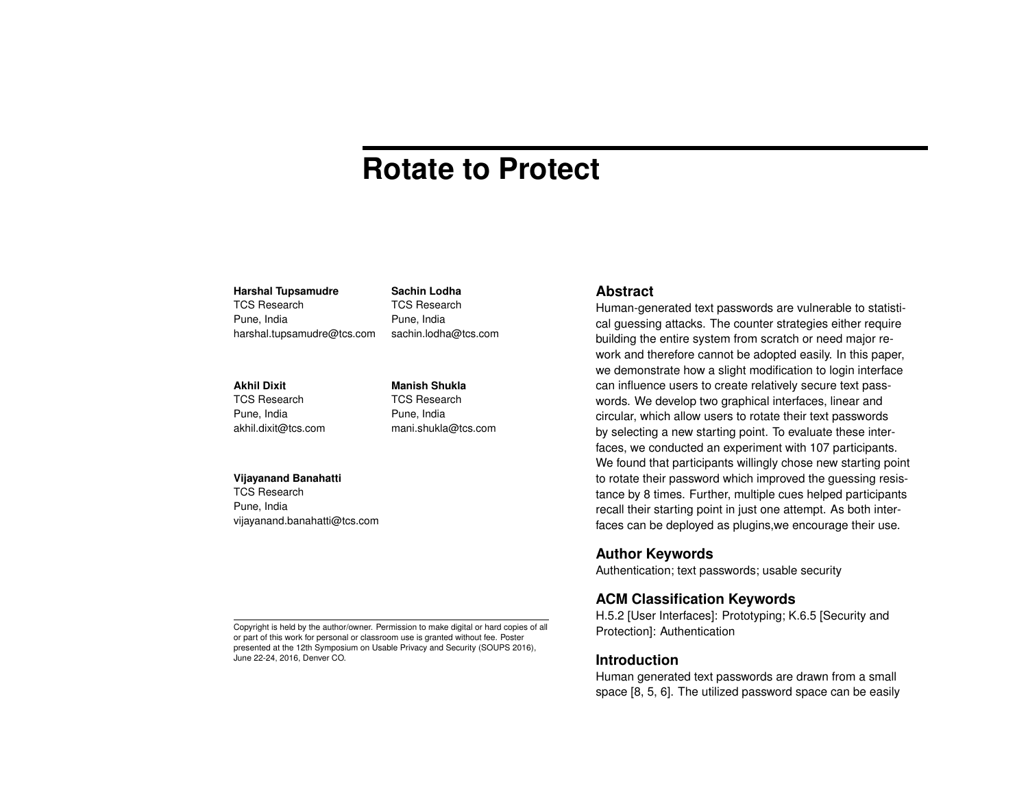# Rotate to Protect

**Harshal Tupsamudre**
TCS Research
Pune, India
harshal.tupsamudre@tcs.com

**Sachin Lodha**
TCS Research
Pune, India
sachin.lodha@tcs.com

**Akhil Dixit**
TCS Research
Pune, India
akhil.dixit@tcs.com

**Manish Shukla**
TCS Research
Pune, India
mani.shukla@tcs.com

**Vijayanand Banahatti**
TCS Research
Pune, India
vijayanand.banahatti@tcs.com

Copyright is held by the author/owner. Permission to make digital or hard copies of all or part of this work for personal or classroom use is granted without fee. Poster presented at the 12th Symposium on Usable Privacy and Security (SOUPS 2016), June 22-24, 2016, Denver CO.

## Abstract

Human-generated text passwords are vulnerable to statistical guessing attacks. The counter strategies either require building the entire system from scratch or need major rework and therefore cannot be adopted easily. In this paper, we demonstrate how a slight modification to login interface can influence users to create relatively secure text passwords. We develop two graphical interfaces, linear and circular, which allow users to rotate their text passwords by selecting a new starting point. To evaluate these interfaces, we conducted an experiment with 107 participants. We found that participants willingly chose new starting point to rotate their password which improved the guessing resistance by 8 times. Further, multiple cues helped participants recall their starting point in just one attempt. As both interfaces can be deployed as plugins,we encourage their use.

## Author Keywords

Authentication; text passwords; usable security

## ACM Classification Keywords

H.5.2 [User Interfaces]: Prototyping; K.6.5 [Security and Protection]: Authentication

## Introduction

Human generated text passwords are drawn from a small space [8, 5, 6]. The utilized password space can be easily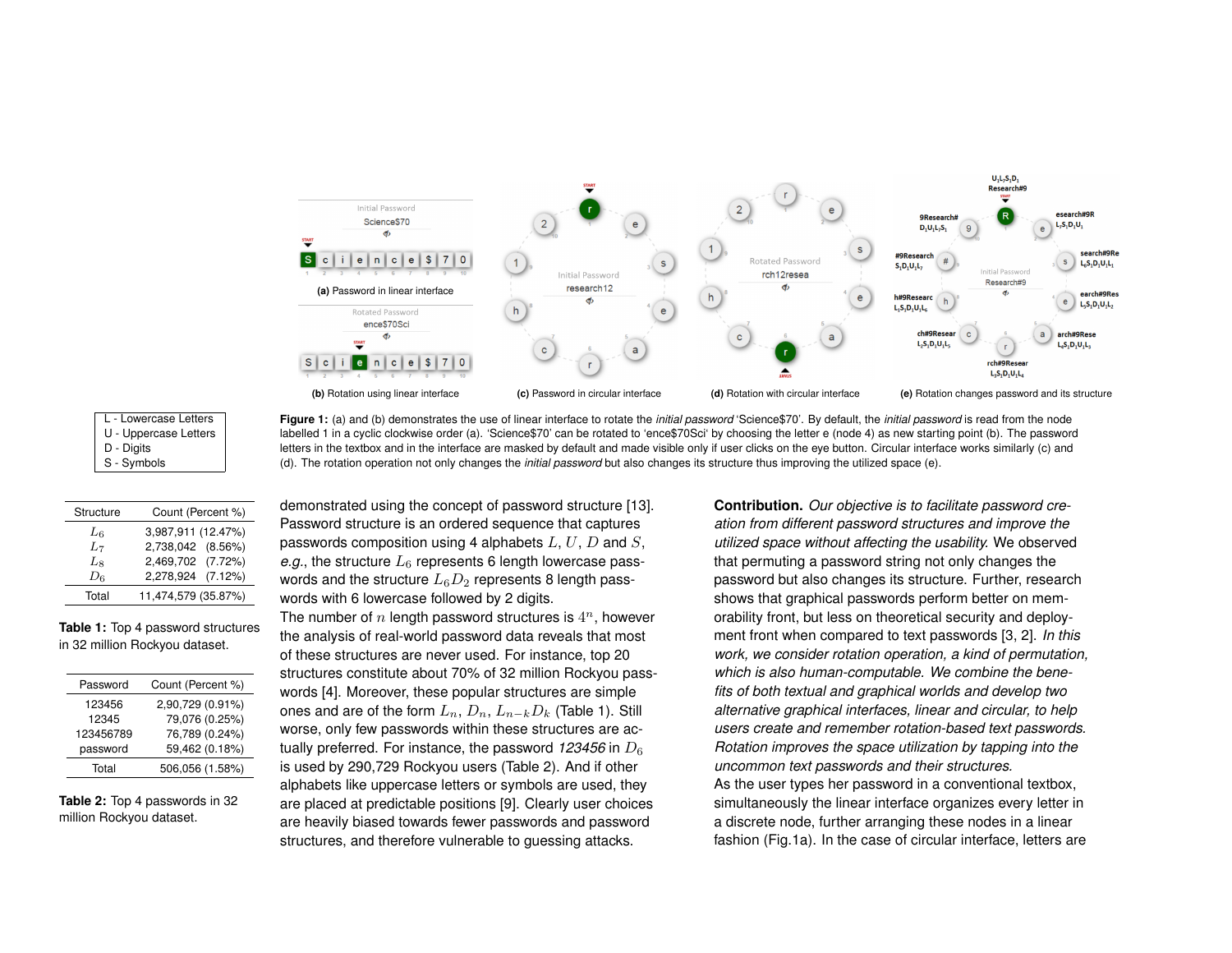(a) Password in linear interface

(b) Rotation using linear interface

(c) Password in circular interface

(d) Rotation with circular interface

(e) Rotation changes password and its structure

**Figure 1:** (a) and (b) demonstrates the use of linear interface to rotate the *initial password* 'Science$70'. By default, the *initial password* is read from the node labelled 1 in a cyclic clockwise order (a). 'Science$70' can be rotated to 'ence$70Sci' by choosing the letter e (node 4) as new starting point (b). The password letters in the textbox and in the interface are masked by default and made visible only if user clicks on the eye button. Circular interface works similarly (c) and (d). The rotation operation not only changes the *initial password* but also changes its structure thus improving the utilized space (e).

L - Lowercase Letters
U - Uppercase Letters
D - Digits
S - Symbols

| Structure | Count (Percent %) |
|---|---|
| $L_6$ | 3,987,911 (12.47%) |
| $L_7$ | 2,738,042 (8.56%) |
| $L_8$ | 2,469,702 (7.72%) |
| $D_6$ | 2,278,924 (7.12%) |
| Total | 11,474,579 (35.87%) |

**Table 1:** Top 4 password structures in 32 million Rockyou dataset.

| Password | Count (Percent %) |
|---|---|
| 123456 | 2,90,729 (0.91%) |
| 12345 | 79,076 (0.25%) |
| 123456789 | 76,789 (0.24%) |
| password | 59,462 (0.18%) |
| Total | 506,056 (1.58%) |

**Table 2:** Top 4 passwords in 32 million Rockyou dataset.

demonstrated using the concept of password structure [13]. Password structure is an ordered sequence that captures passwords composition using 4 alphabets $L$, $U$, $D$ and $S$, *e.g.*, the structure $L_6$ represents 6 length lowercase passwords and the structure $L_6D_2$ represents 8 length passwords with 6 lowercase followed by 2 digits.
The number of $n$ length password structures is $4^n$, however the analysis of real-world password data reveals that most of these structures are never used. For instance, top 20 structures constitute about 70% of 32 million Rockyou passwords [4]. Moreover, these popular structures are simple ones and are of the form $L_n$, $D_n$, $L_{n-k}D_k$ (Table 1). Still worse, only few passwords within these structures are actually preferred. For instance, the password *123456* in $D_6$ is used by 290,729 Rockyou users (Table 2). And if other alphabets like uppercase letters or symbols are used, they are placed at predictable positions [9]. Clearly user choices are heavily biased towards fewer passwords and password structures, and therefore vulnerable to guessing attacks.

**Contribution.** *Our objective is to facilitate password creation from different password structures and improve the utilized space without affecting the usability.* We observed that permuting a password string not only changes the password but also changes its structure. Further, research shows that graphical passwords perform better on memorability front, but less on theoretical security and deployment front when compared to text passwords [3, 2]. *In this work, we consider rotation operation, a kind of permutation, which is also human-computable. We combine the benefits of both textual and graphical worlds and develop two alternative graphical interfaces, linear and circular, to help users create and remember rotation-based text passwords. Rotation improves the space utilization by tapping into the uncommon text passwords and their structures.*
As the user types her password in a conventional textbox, simultaneously the linear interface organizes every letter in a discrete node, further arranging these nodes in a linear fashion (Fig.1a). In the case of circular interface, letters are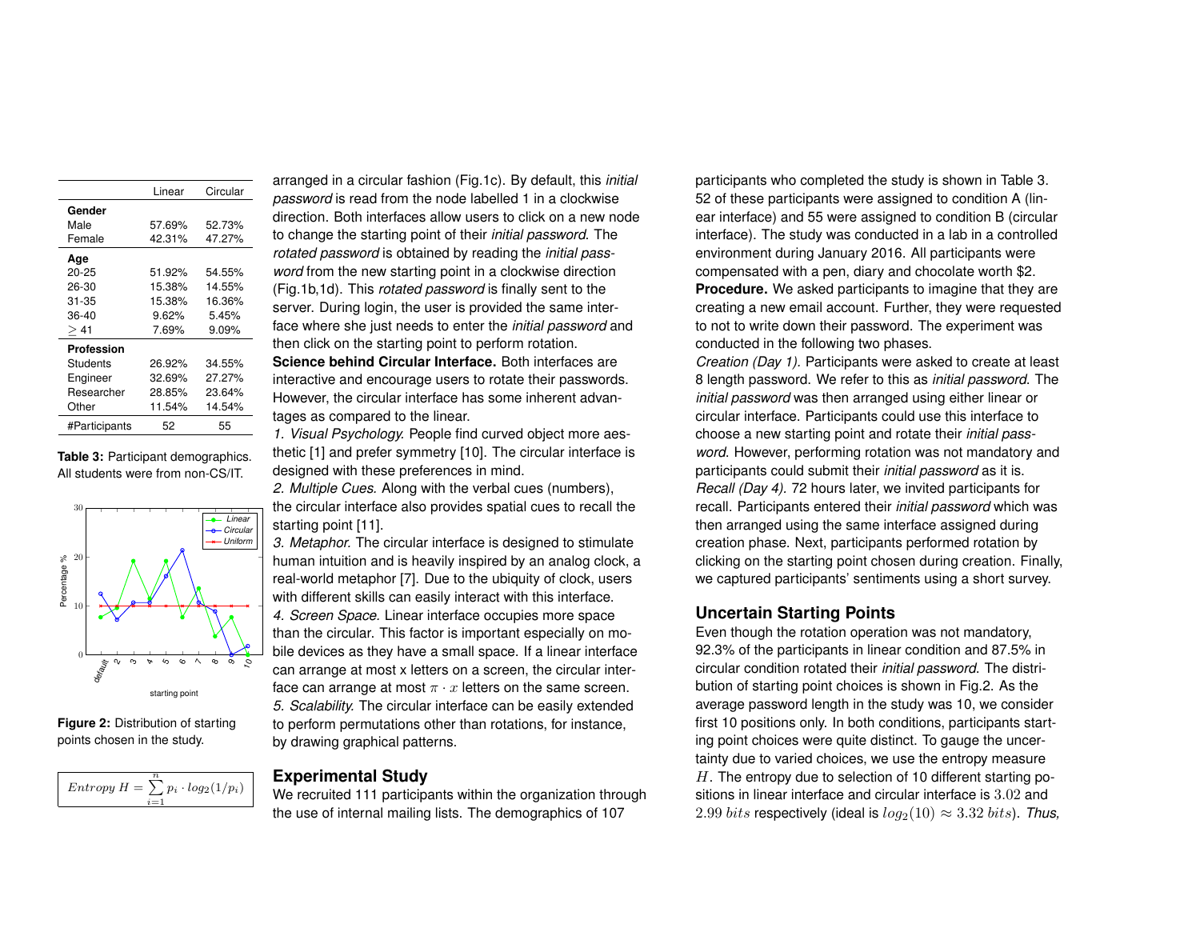|  | Linear | Circular |
|---|---|---|
| **Gender** |  |  |
| Male | 57.69% | 52.73% |
| Female | 42.31% | 47.27% |
| **Age** |  |  |
| 20-25 | 51.92% | 54.55% |
| 26-30 | 15.38% | 14.55% |
| 31-35 | 15.38% | 16.36% |
| 36-40 | 9.62% | 5.45% |
| $\geq 41$ | 7.69% | 9.09% |
| **Profession** |  |  |
| Students | 26.92% | 34.55% |
| Engineer | 32.69% | 27.27% |
| Researcher | 28.85% | 23.64% |
| Other | 11.54% | 14.54% |
| #Participants | 52 | 55 |

**Table 3:** Participant demographics. All students were from non-CS/IT.

**Figure 2:** Distribution of starting points chosen in the study.

$$Entropy\ H = \sum_{i=1}^{n} p_i \cdot log_2(1/p_i)$$

arranged in a circular fashion (Fig.1c). By default, this *initial password* is read from the node labelled 1 in a clockwise direction. Both interfaces allow users to click on a new node to change the starting point of their *initial password*. The *rotated password* is obtained by reading the *initial password* from the new starting point in a clockwise direction (Fig.1b,1d). This *rotated password* is finally sent to the server. During login, the user is provided the same interface where she just needs to enter the *initial password* and then click on the starting point to perform rotation.

**Science behind Circular Interface.** Both interfaces are interactive and encourage users to rotate their passwords. However, the circular interface has some inherent advantages as compared to the linear.

*1. Visual Psychology.* People find curved object more aesthetic [1] and prefer symmetry [10]. The circular interface is designed with these preferences in mind.

*2. Multiple Cues.* Along with the verbal cues (numbers), the circular interface also provides spatial cues to recall the starting point [11].

*3. Metaphor.* The circular interface is designed to stimulate human intuition and is heavily inspired by an analog clock, a real-world metaphor [7]. Due to the ubiquity of clock, users with different skills can easily interact with this interface.

*4. Screen Space.* Linear interface occupies more space than the circular. This factor is important especially on mobile devices as they have a small space. If a linear interface can arrange at most x letters on a screen, the circular interface can arrange at most $\pi \cdot x$ letters on the same screen.

*5. Scalability.* The circular interface can be easily extended to perform permutations other than rotations, for instance, by drawing graphical patterns.

## Experimental Study

We recruited 111 participants within the organization through the use of internal mailing lists. The demographics of 107 participants who completed the study is shown in Table 3. 52 of these participants were assigned to condition A (linear interface) and 55 were assigned to condition B (circular interface). The study was conducted in a lab in a controlled environment during January 2016. All participants were compensated with a pen, diary and chocolate worth $2.

**Procedure.** We asked participants to imagine that they are creating a new email account. Further, they were requested to not to write down their password. The experiment was conducted in the following two phases.

*Creation (Day 1).* Participants were asked to create at least 8 length password. We refer to this as *initial password*. The *initial password* was then arranged using either linear or circular interface. Participants could use this interface to choose a new starting point and rotate their *initial password*. However, performing rotation was not mandatory and participants could submit their *initial password* as it is.

*Recall (Day 4).* 72 hours later, we invited participants for recall. Participants entered their *initial password* which was then arranged using the same interface assigned during creation phase. Next, participants performed rotation by clicking on the starting point chosen during creation. Finally, we captured participants' sentiments using a short survey.

## Uncertain Starting Points

Even though the rotation operation was not mandatory, 92.3% of the participants in linear condition and 87.5% in circular condition rotated their *initial password*. The distribution of starting point choices is shown in Fig.2. As the average password length in the study was 10, we consider first 10 positions only. In both conditions, participants starting point choices were quite distinct. To gauge the uncertainty due to varied choices, we use the entropy measure $H$. The entropy due to selection of 10 different starting positions in linear interface and circular interface is $3.02$ and $2.99\ bits$ respectively (ideal is $log_2(10) \approx 3.32\ bits$). *Thus,*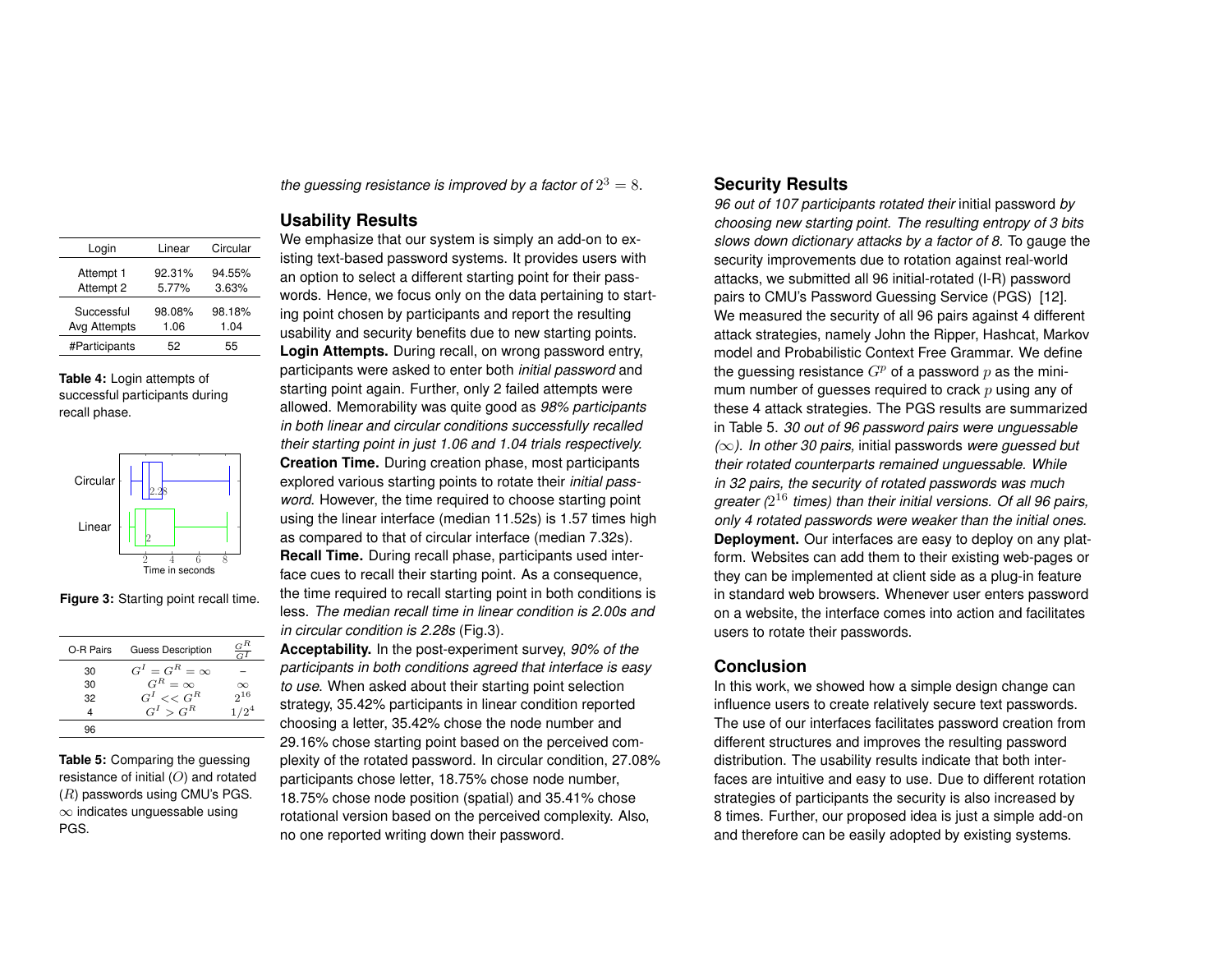*the guessing resistance is improved by a factor of* $2^3 = 8$.

| Login | Linear | Circular |
|---|---|---|
| Attempt 1 | 92.31% | 94.55% |
| Attempt 2 | 5.77% | 3.63% |
| Successful | 98.08% | 98.18% |
| Avg Attempts | 1.06 | 1.04 |
| #Participants | 52 | 55 |

**Table 4:** Login attempts of successful participants during recall phase.

**Figure 3:** Starting point recall time.

| O-R Pairs | Guess Description | $\frac{G^R}{G^I}$ |
|---|---|---|
| 30 | $G^I = G^R = \infty$ | – |
| 30 | $G^R = \infty$ | $\infty$ |
| 32 | $G^I << G^R$ | $2^{16}$ |
| 4 | $G^I > G^R$ | $1/2^4$ |
| 96 | | |

**Table 5:** Comparing the guessing resistance of initial ($O$) and rotated ($R$) passwords using CMU's PGS. $\infty$ indicates unguessable using PGS.

## Usability Results

We emphasize that our system is simply an add-on to existing text-based password systems. It provides users with an option to select a different starting point for their passwords. Hence, we focus only on the data pertaining to starting point chosen by participants and report the resulting usability and security benefits due to new starting points.

**Login Attempts.** During recall, on wrong password entry, participants were asked to enter both *initial password* and starting point again. Further, only 2 failed attempts were allowed. Memorability was quite good as *98% participants in both linear and circular conditions successfully recalled their starting point in just 1.06 and 1.04 trials respectively.*

**Creation Time.** During creation phase, most participants explored various starting points to rotate their *initial password*. However, the time required to choose starting point using the linear interface (median 11.52s) is 1.57 times high as compared to that of circular interface (median 7.32s).

**Recall Time.** During recall phase, participants used interface cues to recall their starting point. As a consequence, the time required to recall starting point in both conditions is less. *The median recall time in linear condition is 2.00s and in circular condition is 2.28s* (Fig.3).

**Acceptability.** In the post-experiment survey, *90% of the participants in both conditions agreed that interface is easy to use*. When asked about their starting point selection strategy, 35.42% participants in linear condition reported choosing a letter, 35.42% chose the node number and 29.16% chose starting point based on the perceived complexity of the rotated password. In circular condition, 27.08% participants chose letter, 18.75% chose node number, 18.75% chose node position (spatial) and 35.41% chose rotational version based on the perceived complexity. Also, no one reported writing down their password.

## Security Results

*96 out of 107 participants rotated their* initial password *by choosing new starting point. The resulting entropy of 3 bits slows down dictionary attacks by a factor of 8.* To gauge the security improvements due to rotation against real-world attacks, we submitted all 96 initial-rotated (I-R) password pairs to CMU's Password Guessing Service (PGS) [12]. We measured the security of all 96 pairs against 4 different attack strategies, namely John the Ripper, Hashcat, Markov model and Probabilistic Context Free Grammar. We define the guessing resistance $G^p$ of a password $p$ as the minimum number of guesses required to crack $p$ using any of these 4 attack strategies. The PGS results are summarized in Table 5. *30 out of 96 password pairs were unguessable ($\infty$). In other 30 pairs,* initial passwords *were guessed but their rotated counterparts remained unguessable. While in 32 pairs, the security of rotated passwords was much greater ($2^{16}$ times) than their initial versions. Of all 96 pairs, only 4 rotated passwords were weaker than the initial ones.*

**Deployment.** Our interfaces are easy to deploy on any platform. Websites can add them to their existing web-pages or they can be implemented at client side as a plug-in feature in standard web browsers. Whenever user enters password on a website, the interface comes into action and facilitates users to rotate their passwords.

## Conclusion

In this work, we showed how a simple design change can influence users to create relatively secure text passwords. The use of our interfaces facilitates password creation from different structures and improves the resulting password distribution. The usability results indicate that both interfaces are intuitive and easy to use. Due to different rotation strategies of participants the security is also increased by 8 times. Further, our proposed idea is just a simple add-on and therefore can be easily adopted by existing systems.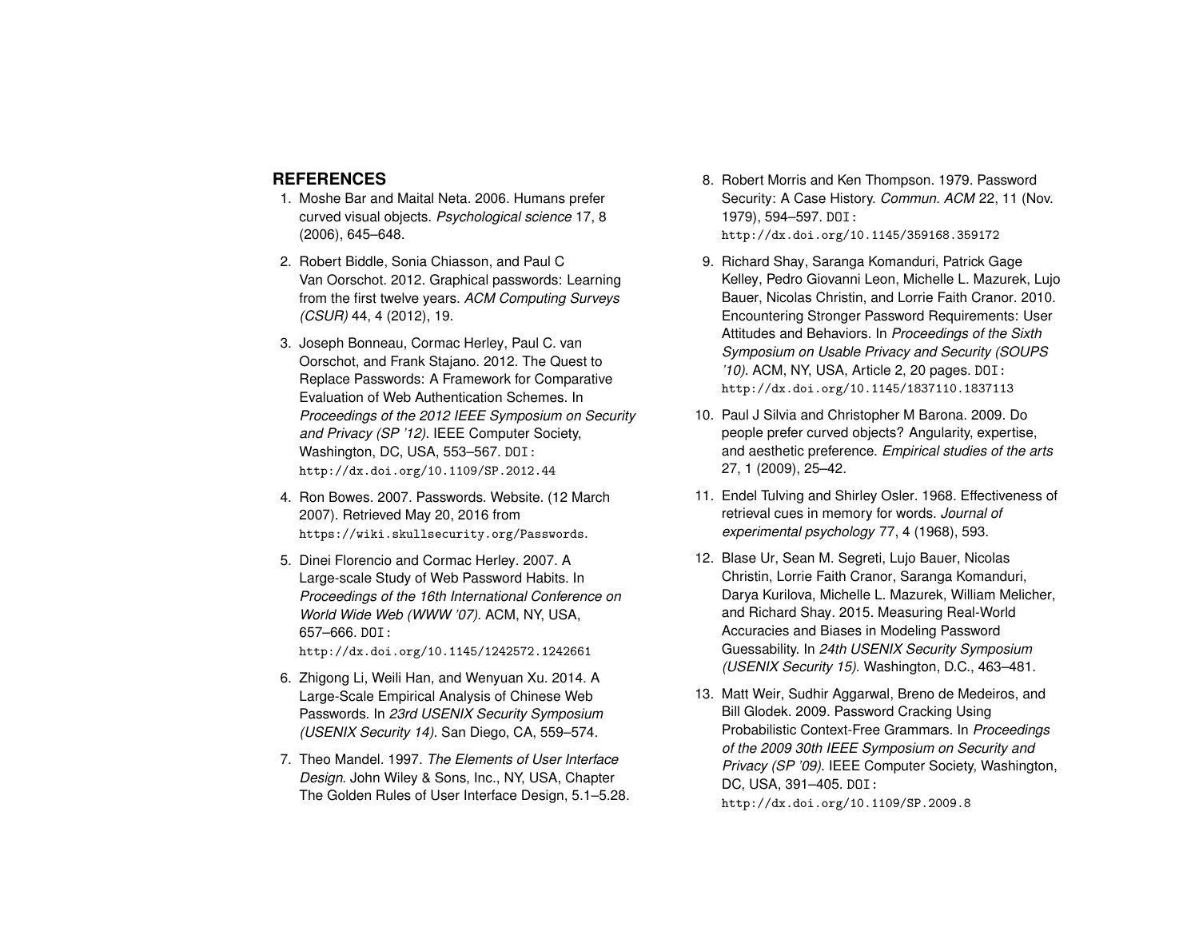## REFERENCES

1. Moshe Bar and Maital Neta. 2006. Humans prefer curved visual objects. *Psychological science* 17, 8 (2006), 645–648.
2. Robert Biddle, Sonia Chiasson, and Paul C Van Oorschot. 2012. Graphical passwords: Learning from the first twelve years. *ACM Computing Surveys (CSUR)* 44, 4 (2012), 19.
3. Joseph Bonneau, Cormac Herley, Paul C. van Oorschot, and Frank Stajano. 2012. The Quest to Replace Passwords: A Framework for Comparative Evaluation of Web Authentication Schemes. In *Proceedings of the 2012 IEEE Symposium on Security and Privacy (SP '12)*. IEEE Computer Society, Washington, DC, USA, 553–567. DOI: http://dx.doi.org/10.1109/SP.2012.44
4. Ron Bowes. 2007. Passwords. Website. (12 March 2007). Retrieved May 20, 2016 from https://wiki.skullsecurity.org/Passwords.
5. Dinei Florencio and Cormac Herley. 2007. A Large-scale Study of Web Password Habits. In *Proceedings of the 16th International Conference on World Wide Web (WWW '07)*. ACM, NY, USA, 657–666. DOI: http://dx.doi.org/10.1145/1242572.1242661
6. Zhigong Li, Weili Han, and Wenyuan Xu. 2014. A Large-Scale Empirical Analysis of Chinese Web Passwords. In *23rd USENIX Security Symposium (USENIX Security 14)*. San Diego, CA, 559–574.
7. Theo Mandel. 1997. *The Elements of User Interface Design*. John Wiley & Sons, Inc., NY, USA, Chapter The Golden Rules of User Interface Design, 5.1–5.28.
8. Robert Morris and Ken Thompson. 1979. Password Security: A Case History. *Commun. ACM* 22, 11 (Nov. 1979), 594–597. DOI: http://dx.doi.org/10.1145/359168.359172
9. Richard Shay, Saranga Komanduri, Patrick Gage Kelley, Pedro Giovanni Leon, Michelle L. Mazurek, Lujo Bauer, Nicolas Christin, and Lorrie Faith Cranor. 2010. Encountering Stronger Password Requirements: User Attitudes and Behaviors. In *Proceedings of the Sixth Symposium on Usable Privacy and Security (SOUPS '10)*. ACM, NY, USA, Article 2, 20 pages. DOI: http://dx.doi.org/10.1145/1837110.1837113
10. Paul J Silvia and Christopher M Barona. 2009. Do people prefer curved objects? Angularity, expertise, and aesthetic preference. *Empirical studies of the arts* 27, 1 (2009), 25–42.
11. Endel Tulving and Shirley Osler. 1968. Effectiveness of retrieval cues in memory for words. *Journal of experimental psychology* 77, 4 (1968), 593.
12. Blase Ur, Sean M. Segreti, Lujo Bauer, Nicolas Christin, Lorrie Faith Cranor, Saranga Komanduri, Darya Kurilova, Michelle L. Mazurek, William Melicher, and Richard Shay. 2015. Measuring Real-World Accuracies and Biases in Modeling Password Guessability. In *24th USENIX Security Symposium (USENIX Security 15)*. Washington, D.C., 463–481.
13. Matt Weir, Sudhir Aggarwal, Breno de Medeiros, and Bill Glodek. 2009. Password Cracking Using Probabilistic Context-Free Grammars. In *Proceedings of the 2009 30th IEEE Symposium on Security and Privacy (SP '09)*. IEEE Computer Society, Washington, DC, USA, 391–405. DOI: http://dx.doi.org/10.1109/SP.2009.8